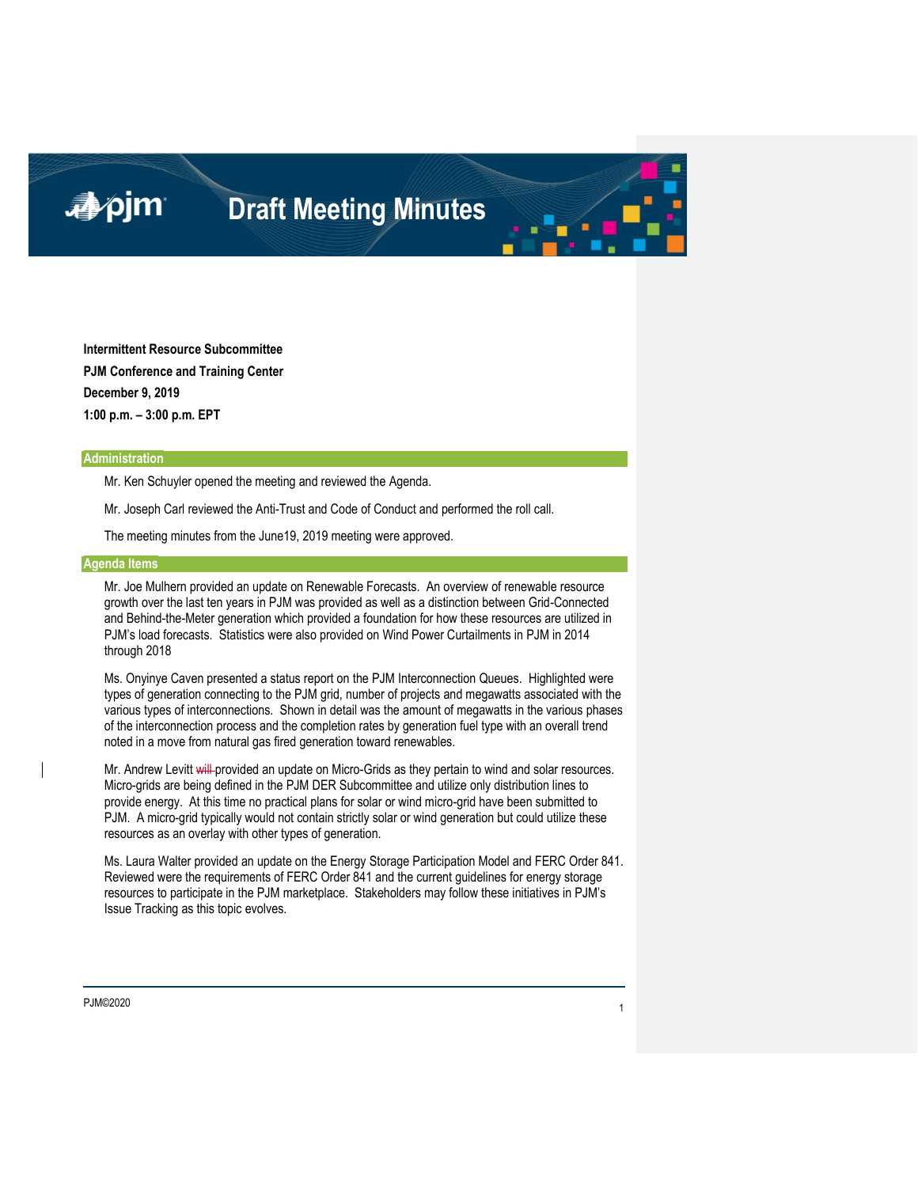# Draft Meeting Minutes

**Intermittent Resource Subcommittee**
**PJM Conference and Training Center**
**December 9, 2019**
**1:00 p.m. – 3:00 p.m. EPT**

## Administration

Mr. Ken Schuyler opened the meeting and reviewed the Agenda.

Mr. Joseph Carl reviewed the Anti-Trust and Code of Conduct and performed the roll call.

The meeting minutes from the June19, 2019 meeting were approved.

## Agenda Items

Mr. Joe Mulhern provided an update on Renewable Forecasts. An overview of renewable resource growth over the last ten years in PJM was provided as well as a distinction between Grid-Connected and Behind-the-Meter generation which provided a foundation for how these resources are utilized in PJM's load forecasts. Statistics were also provided on Wind Power Curtailments in PJM in 2014 through 2018

Ms. Onyinye Caven presented a status report on the PJM Interconnection Queues. Highlighted were types of generation connecting to the PJM grid, number of projects and megawatts associated with the various types of interconnections. Shown in detail was the amount of megawatts in the various phases of the interconnection process and the completion rates by generation fuel type with an overall trend noted in a move from natural gas fired generation toward renewables.

Mr. Andrew Levitt ~~will~~ provided an update on Micro-Grids as they pertain to wind and solar resources. Micro-grids are being defined in the PJM DER Subcommittee and utilize only distribution lines to provide energy. At this time no practical plans for solar or wind micro-grid have been submitted to PJM. A micro-grid typically would not contain strictly solar or wind generation but could utilize these resources as an overlay with other types of generation.

Ms. Laura Walter provided an update on the Energy Storage Participation Model and FERC Order 841. Reviewed were the requirements of FERC Order 841 and the current guidelines for energy storage resources to participate in the PJM marketplace. Stakeholders may follow these initiatives in PJM's Issue Tracking as this topic evolves.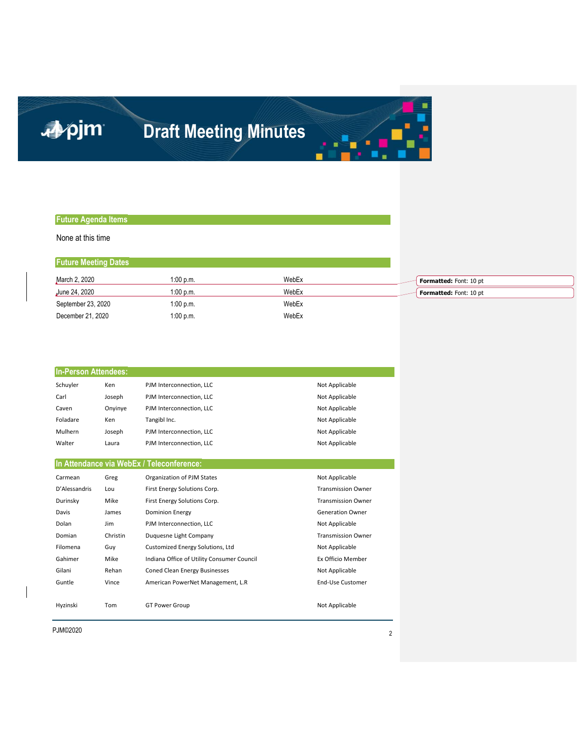# Draft Meeting Minutes

## Future Agenda Items

None at this time

## Future Meeting Dates

| | | |
|---|---|---|
| March 2, 2020 | 1:00 p.m. | WebEx |
| June 24, 2020 | 1:00 p.m. | WebEx |
| September 23, 2020 | 1:00 p.m. | WebEx |
| December 21, 2020 | 1:00 p.m. | WebEx |

## In-Person Attendees:

| | | | |
|---|---|---|---|
| Schuyler | Ken | PJM Interconnection, LLC | Not Applicable |
| Carl | Joseph | PJM Interconnection, LLC | Not Applicable |
| Caven | Onyinye | PJM Interconnection, LLC | Not Applicable |
| Foladare | Ken | Tangibl Inc. | Not Applicable |
| Mulhern | Joseph | PJM Interconnection, LLC | Not Applicable |
| Walter | Laura | PJM Interconnection, LLC | Not Applicable |

## In Attendance via WebEx / Teleconference:

| | | | |
|---|---|---|---|
| Carmean | Greg | Organization of PJM States | Not Applicable |
| D'Alessandris | Lou | First Energy Solutions Corp. | Transmission Owner |
| Durinsky | Mike | First Energy Solutions Corp. | Transmission Owner |
| Davis | James | Dominion Energy | Generation Owner |
| Dolan | Jim | PJM Interconnection, LLC | Not Applicable |
| Domian | Christin | Duquesne Light Company | Transmission Owner |
| Filomena | Guy | Customized Energy Solutions, Ltd | Not Applicable |
| Gahimer | Mike | Indiana Office of Utility Consumer Council | Ex Officio Member |
| Gilani | Rehan | Coned Clean Energy Businesses | Not Applicable |
| Guntle | Vince | American PowerNet Management, L.R | End-Use Customer |
| Hyzinski | Tom | GT Power Group | Not Applicable |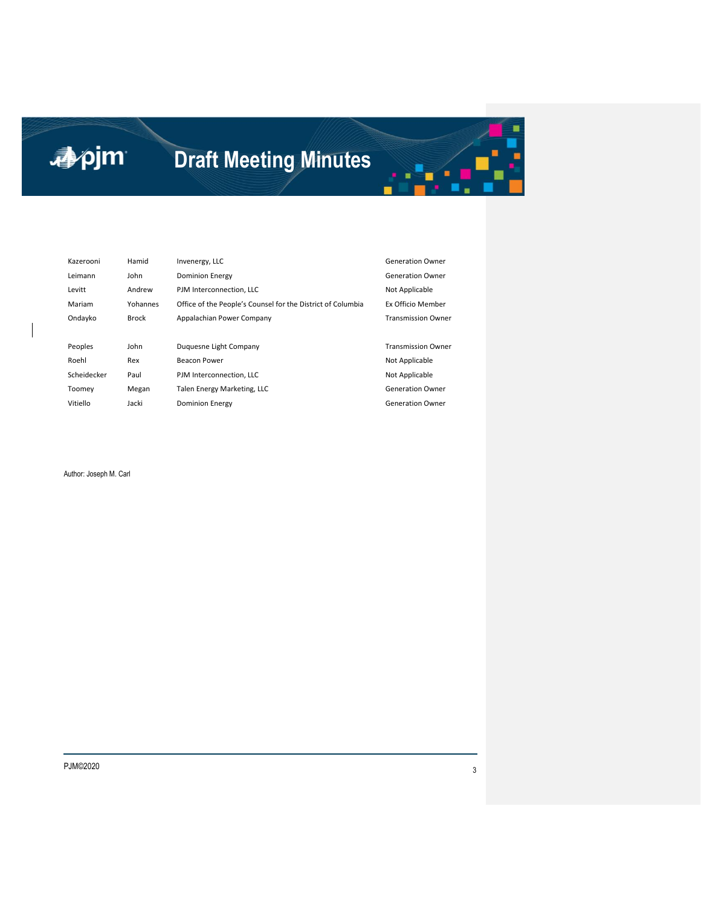| | | | |
|---|---|---|---|
| Kazerooni | Hamid | Invenergy, LLC | Generation Owner |
| Leimann | John | Dominion Energy | Generation Owner |
| Levitt | Andrew | PJM Interconnection, LLC | Not Applicable |
| Mariam | Yohannes | Office of the People's Counsel for the District of Columbia | Ex Officio Member |
| Ondayko | Brock | Appalachian Power Company | Transmission Owner |
| Peoples | John | Duquesne Light Company | Transmission Owner |
| Roehl | Rex | Beacon Power | Not Applicable |
| Scheidecker | Paul | PJM Interconnection, LLC | Not Applicable |
| Toomey | Megan | Talen Energy Marketing, LLC | Generation Owner |
| Vitiello | Jacki | Dominion Energy | Generation Owner |

Author: Joseph M. Carl